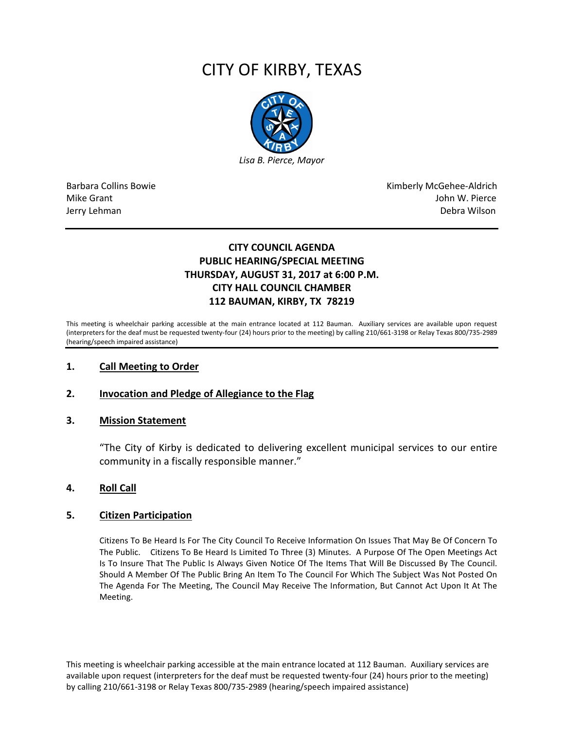# CITY OF KIRBY, TEXAS

*Lisa B. Pierce, Mayor*

| | |
|---|---|
| Barbara Collins Bowie | Kimberly McGehee-Aldrich |
| Mike Grant | John W. Pierce |
| Jerry Lehman | Debra Wilson |

## CITY COUNCIL AGENDA
## PUBLIC HEARING/SPECIAL MEETING
## THURSDAY, AUGUST 31, 2017 at 6:00 P.M.
## CITY HALL COUNCIL CHAMBER
## 112 BAUMAN, KIRBY, TX 78219

This meeting is wheelchair parking accessible at the main entrance located at 112 Bauman. Auxiliary services are available upon request (interpreters for the deaf must be requested twenty-four (24) hours prior to the meeting) by calling 210/661-3198 or Relay Texas 800/735-2989 (hearing/speech impaired assistance)

### 1. Call Meeting to Order

### 2. Invocation and Pledge of Allegiance to the Flag

### 3. Mission Statement

"The City of Kirby is dedicated to delivering excellent municipal services to our entire community in a fiscally responsible manner."

### 4. Roll Call

### 5. Citizen Participation

Citizens To Be Heard Is For The City Council To Receive Information On Issues That May Be Of Concern To The Public. Citizens To Be Heard Is Limited To Three (3) Minutes. A Purpose Of The Open Meetings Act Is To Insure That The Public Is Always Given Notice Of The Items That Will Be Discussed By The Council. Should A Member Of The Public Bring An Item To The Council For Which The Subject Was Not Posted On The Agenda For The Meeting, The Council May Receive The Information, But Cannot Act Upon It At The Meeting.

This meeting is wheelchair parking accessible at the main entrance located at 112 Bauman. Auxiliary services are available upon request (interpreters for the deaf must be requested twenty-four (24) hours prior to the meeting) by calling 210/661-3198 or Relay Texas 800/735-2989 (hearing/speech impaired assistance)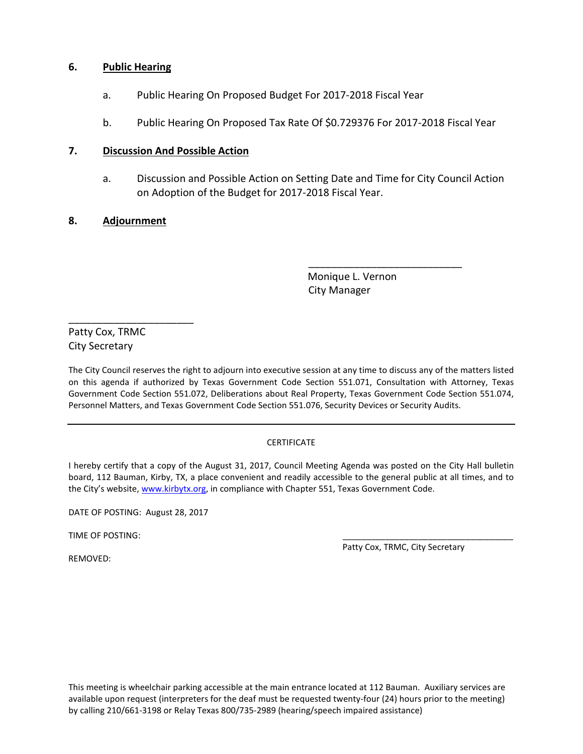6. **Public Hearing**

   a. Public Hearing On Proposed Budget For 2017-2018 Fiscal Year

   b. Public Hearing On Proposed Tax Rate Of $0.729376 For 2017-2018 Fiscal Year

7. **Discussion And Possible Action**

   a. Discussion and Possible Action on Setting Date and Time for City Council Action on Adoption of the Budget for 2017-2018 Fiscal Year.

8. **Adjournment**

\_\_\_\_\_\_\_\_\_\_\_\_\_\_\_\_\_\_\_\_\_\_\_\_\_\_\_\_
Monique L. Vernon
City Manager

\_\_\_\_\_\_\_\_\_\_\_\_\_\_\_\_\_\_\_\_\_\_\_
Patty Cox, TRMC
City Secretary

The City Council reserves the right to adjourn into executive session at any time to discuss any of the matters listed on this agenda if authorized by Texas Government Code Section 551.071, Consultation with Attorney, Texas Government Code Section 551.072, Deliberations about Real Property, Texas Government Code Section 551.074, Personnel Matters, and Texas Government Code Section 551.076, Security Devices or Security Audits.

---

CERTIFICATE

I hereby certify that a copy of the August 31, 2017, Council Meeting Agenda was posted on the City Hall bulletin board, 112 Bauman, Kirby, TX, a place convenient and readily accessible to the general public at all times, and to the City's website, www.kirbytx.org, in compliance with Chapter 551, Texas Government Code.

DATE OF POSTING: August 28, 2017

TIME OF POSTING:

\_\_\_\_\_\_\_\_\_\_\_\_\_\_\_\_\_\_\_\_\_\_\_\_\_\_\_\_\_\_\_\_\_\_\_
Patty Cox, TRMC, City Secretary

REMOVED:

This meeting is wheelchair parking accessible at the main entrance located at 112 Bauman. Auxiliary services are available upon request (interpreters for the deaf must be requested twenty-four (24) hours prior to the meeting) by calling 210/661-3198 or Relay Texas 800/735-2989 (hearing/speech impaired assistance)